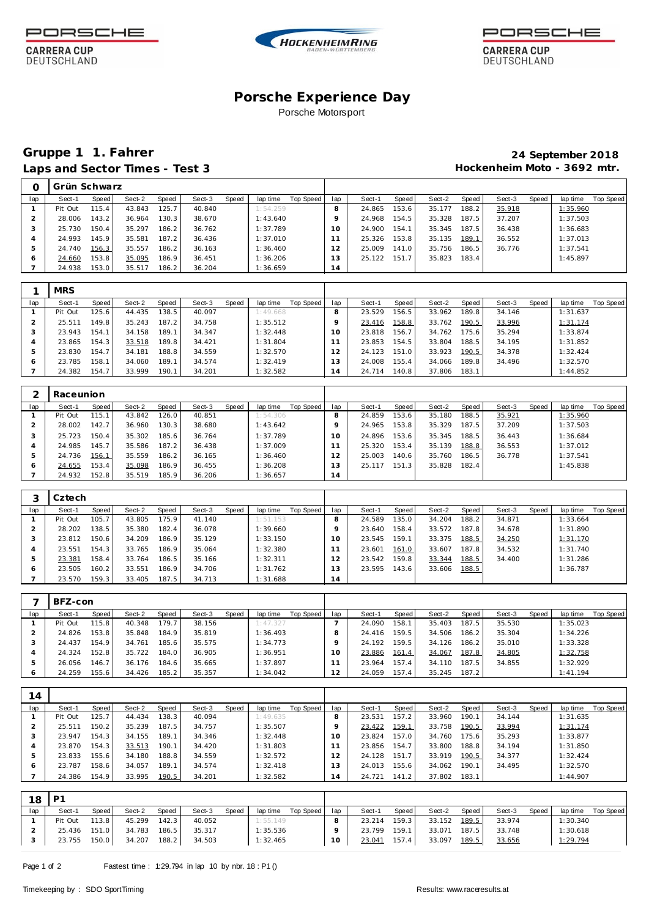PORSCHE CARRERA CUP DEUTSCHLAND

HOCKENHEIMRING BADEN-WÜRTTEMBERG

# Porsche Experience Day

Porsche Motorsport

## Gruppe 1 1. Fahrer

**Laps and Sector Times - Test 3**

**24 September 2018**

**Hockenheim Moto - 3692 mtr.**

### 0 Grün Schwarz

| lap | Sect-1 | Speed | Sect-2 | Speed | Sect-3 | Speed | lap time | Top Speed | lap | Sect-1 | Speed | Sect-2 | Speed | Sect-3 | Speed | lap time | Top Speed |
|---|---|---|---|---|---|---|---|---|---|---|---|---|---|---|---|---|---|
| 1 | Pit Out | 115.4 | 43.843 | 125.7 | 40.840 | | 1:54.259 | | 8 | 24.865 | 153.6 | 35.177 | 188.2 | 35.918 | | 1:35.960 | |
| 2 | 28.006 | 143.2 | 36.964 | 130.3 | 38.670 | | 1:43.640 | | 9 | 24.968 | 154.5 | 35.328 | 187.5 | 37.207 | | 1:37.503 | |
| 3 | 25.730 | 150.4 | 35.297 | 186.2 | 36.762 | | 1:37.789 | | 10 | 24.900 | 154.1 | 35.345 | 187.5 | 36.438 | | 1:36.683 | |
| 4 | 24.993 | 145.9 | 35.581 | 187.2 | 36.436 | | 1:37.010 | | 11 | 25.326 | 153.8 | 35.135 | 189.1 | 36.552 | | 1:37.013 | |
| 5 | 24.740 | 156.3 | 35.557 | 186.2 | 36.163 | | 1:36.460 | | 12 | 25.009 | 141.0 | 35.756 | 186.5 | 36.776 | | 1:37.541 | |
| 6 | 24.660 | 153.8 | 35.095 | 186.9 | 36.451 | | 1:36.206 | | 13 | 25.122 | 151.7 | 35.823 | 183.4 | | | 1:45.897 | |
| 7 | 24.938 | 153.0 | 35.517 | 186.2 | 36.204 | | 1:36.659 | | 14 | | | | | | | | |

### 1 MRS

| lap | Sect-1 | Speed | Sect-2 | Speed | Sect-3 | Speed | lap time | Top Speed | lap | Sect-1 | Speed | Sect-2 | Speed | Sect-3 | Speed | lap time | Top Speed |
|---|---|---|---|---|---|---|---|---|---|---|---|---|---|---|---|---|---|
| 1 | Pit Out | 125.6 | 44.435 | 138.5 | 40.097 | | 1:49.668 | | 8 | 23.529 | 156.5 | 33.962 | 189.8 | 34.146 | | 1:31.637 | |
| 2 | 25.511 | 149.8 | 35.243 | 187.2 | 34.758 | | 1:35.512 | | 9 | 23.416 | 158.8 | 33.762 | 190.5 | 33.996 | | 1:31.174 | |
| 3 | 23.943 | 154.1 | 34.158 | 189.1 | 34.347 | | 1:32.448 | | 10 | 23.818 | 156.7 | 34.762 | 175.6 | 35.294 | | 1:33.874 | |
| 4 | 23.865 | 154.3 | 33.518 | 189.8 | 34.421 | | 1:31.804 | | 11 | 23.853 | 154.5 | 33.804 | 188.5 | 34.195 | | 1:31.852 | |
| 5 | 23.830 | 154.7 | 34.181 | 188.8 | 34.559 | | 1:32.570 | | 12 | 24.123 | 151.0 | 33.923 | 190.5 | 34.378 | | 1:32.424 | |
| 6 | 23.785 | 158.1 | 34.060 | 189.1 | 34.574 | | 1:32.419 | | 13 | 24.008 | 155.4 | 34.066 | 189.8 | 34.496 | | 1:32.570 | |
| 7 | 24.382 | 154.7 | 33.999 | 190.1 | 34.201 | | 1:32.582 | | 14 | 24.714 | 140.8 | 37.806 | 183.1 | | | 1:44.852 | |

### 2 Raceunion

| lap | Sect-1 | Speed | Sect-2 | Speed | Sect-3 | Speed | lap time | Top Speed | lap | Sect-1 | Speed | Sect-2 | Speed | Sect-3 | Speed | lap time | Top Speed |
|---|---|---|---|---|---|---|---|---|---|---|---|---|---|---|---|---|---|
| 1 | Pit Out | 115.1 | 43.842 | 126.0 | 40.851 | | 1:54.306 | | 8 | 24.859 | 153.6 | 35.180 | 188.5 | 35.921 | | 1:35.960 | |
| 2 | 28.002 | 142.7 | 36.960 | 130.3 | 38.680 | | 1:43.642 | | 9 | 24.965 | 153.8 | 35.329 | 187.5 | 37.209 | | 1:37.503 | |
| 3 | 25.723 | 150.4 | 35.302 | 185.6 | 36.764 | | 1:37.789 | | 10 | 24.896 | 153.6 | 35.345 | 188.5 | 36.443 | | 1:36.684 | |
| 4 | 24.985 | 145.7 | 35.586 | 187.2 | 36.438 | | 1:37.009 | | 11 | 25.320 | 153.4 | 35.139 | 188.8 | 36.553 | | 1:37.012 | |
| 5 | 24.736 | 156.1 | 35.559 | 186.2 | 36.165 | | 1:36.460 | | 12 | 25.003 | 140.6 | 35.760 | 186.5 | 36.778 | | 1:37.541 | |
| 6 | 24.655 | 153.4 | 35.098 | 186.9 | 36.455 | | 1:36.208 | | 13 | 25.117 | 151.3 | 35.828 | 182.4 | | | 1:45.838 | |
| 7 | 24.932 | 152.8 | 35.519 | 185.9 | 36.206 | | 1:36.657 | | 14 | | | | | | | | |

### 3 Cztech

| lap | Sect-1 | Speed | Sect-2 | Speed | Sect-3 | Speed | lap time | Top Speed | lap | Sect-1 | Speed | Sect-2 | Speed | Sect-3 | Speed | lap time | Top Speed |
|---|---|---|---|---|---|---|---|---|---|---|---|---|---|---|---|---|---|
| 1 | Pit Out | 105.7 | 43.805 | 175.9 | 41.140 | | 1:51.153 | | 8 | 24.589 | 135.0 | 34.204 | 188.2 | 34.871 | | 1:33.664 | |
| 2 | 28.202 | 138.5 | 35.380 | 182.4 | 36.078 | | 1:39.660 | | 9 | 23.640 | 158.4 | 33.572 | 187.8 | 34.678 | | 1:31.890 | |
| 3 | 23.812 | 150.6 | 34.209 | 186.9 | 35.129 | | 1:33.150 | | 10 | 23.545 | 159.1 | 33.375 | 188.5 | 34.250 | | 1:31.170 | |
| 4 | 23.551 | 154.3 | 33.765 | 186.9 | 35.064 | | 1:32.380 | | 11 | 23.601 | 161.0 | 33.607 | 187.8 | 34.532 | | 1:31.740 | |
| 5 | 23.381 | 158.4 | 33.764 | 186.5 | 35.166 | | 1:32.311 | | 12 | 23.542 | 159.8 | 33.344 | 188.5 | 34.400 | | 1:31.286 | |
| 6 | 23.505 | 160.2 | 33.551 | 186.9 | 34.706 | | 1:31.762 | | 13 | 23.595 | 143.6 | 33.606 | 188.5 | | | 1:36.787 | |
| 7 | 23.570 | 159.3 | 33.405 | 187.5 | 34.713 | | 1:31.688 | | 14 | | | | | | | | |

### 7 BFZ-con

| lap | Sect-1 | Speed | Sect-2 | Speed | Sect-3 | Speed | lap time | Top Speed | lap | Sect-1 | Speed | Sect-2 | Speed | Sect-3 | Speed | lap time | Top Speed |
|---|---|---|---|---|---|---|---|---|---|---|---|---|---|---|---|---|---|
| 1 | Pit Out | 115.8 | 40.348 | 179.7 | 38.156 | | 1:47.327 | | 7 | 24.090 | 158.1 | 35.403 | 187.5 | 35.530 | | 1:35.023 | |
| 2 | 24.826 | 153.8 | 35.848 | 184.9 | 35.819 | | 1:36.493 | | 8 | 24.416 | 159.5 | 34.506 | 186.2 | 35.304 | | 1:34.226 | |
| 3 | 24.437 | 154.9 | 34.761 | 185.6 | 35.575 | | 1:34.773 | | 9 | 24.192 | 159.5 | 34.126 | 186.2 | 35.010 | | 1:33.328 | |
| 4 | 24.324 | 152.8 | 35.722 | 184.0 | 36.905 | | 1:36.951 | | 10 | 23.886 | 161.4 | 34.067 | 187.8 | 34.805 | | 1:32.758 | |
| 5 | 26.056 | 146.7 | 36.176 | 184.6 | 35.665 | | 1:37.897 | | 11 | 23.964 | 157.4 | 34.110 | 187.5 | 34.855 | | 1:32.929 | |
| 6 | 24.259 | 155.6 | 34.426 | 185.2 | 35.357 | | 1:34.042 | | 12 | 24.059 | 157.4 | 35.245 | 187.2 | | | 1:41.194 | |

### 14

| lap | Sect-1 | Speed | Sect-2 | Speed | Sect-3 | Speed | lap time | Top Speed | lap | Sect-1 | Speed | Sect-2 | Speed | Sect-3 | Speed | lap time | Top Speed |
|---|---|---|---|---|---|---|---|---|---|---|---|---|---|---|---|---|---|
| 1 | Pit Out | 125.7 | 44.434 | 138.3 | 40.094 | | 1:49.635 | | 8 | 23.531 | 157.2 | 33.960 | 190.1 | 34.144 | | 1:31.635 | |
| 2 | 25.511 | 150.2 | 35.239 | 187.5 | 34.757 | | 1:35.507 | | 9 | 23.422 | 159.1 | 33.758 | 190.5 | 33.994 | | 1:31.174 | |
| 3 | 23.947 | 154.3 | 34.155 | 189.1 | 34.346 | | 1:32.448 | | 10 | 23.824 | 157.0 | 34.760 | 175.6 | 35.293 | | 1:33.877 | |
| 4 | 23.870 | 154.3 | 33.513 | 190.1 | 34.420 | | 1:31.803 | | 11 | 23.856 | 154.7 | 33.800 | 188.8 | 34.194 | | 1:31.850 | |
| 5 | 23.833 | 155.6 | 34.180 | 188.8 | 34.559 | | 1:32.572 | | 12 | 24.128 | 151.7 | 33.919 | 190.5 | 34.377 | | 1:32.424 | |
| 6 | 23.787 | 158.6 | 34.057 | 189.1 | 34.574 | | 1:32.418 | | 13 | 24.013 | 155.6 | 34.062 | 190.1 | 34.495 | | 1:32.570 | |
| 7 | 24.386 | 154.9 | 33.995 | 190.5 | 34.201 | | 1:32.582 | | 14 | 24.721 | 141.2 | 37.802 | 183.1 | | | 1:44.907 | |

### 18 P1

| lap | Sect-1 | Speed | Sect-2 | Speed | Sect-3 | Speed | lap time | Top Speed | lap | Sect-1 | Speed | Sect-2 | Speed | Sect-3 | Speed | lap time | Top Speed |
|---|---|---|---|---|---|---|---|---|---|---|---|---|---|---|---|---|---|
| 1 | Pit Out | 113.8 | 45.299 | 142.3 | 40.052 | | 1:55.149 | | 8 | 23.214 | 159.3 | 33.152 | 189.5 | 33.974 | | 1:30.340 | |
| 2 | 25.436 | 151.0 | 34.783 | 186.5 | 35.317 | | 1:35.536 | | 9 | 23.799 | 159.1 | 33.071 | 187.5 | 33.748 | | 1:30.618 | |
| 3 | 23.755 | 150.0 | 34.207 | 188.2 | 34.503 | | 1:32.465 | | 10 | 23.041 | 157.4 | 33.097 | 189.5 | 33.656 | | 1:29.794 | |

Fastest time : 1:29.794 in lap 10 by nbr. 18 : P1 ()

Timekeeping by : SDO SportTiming

Results: www.raceresults.at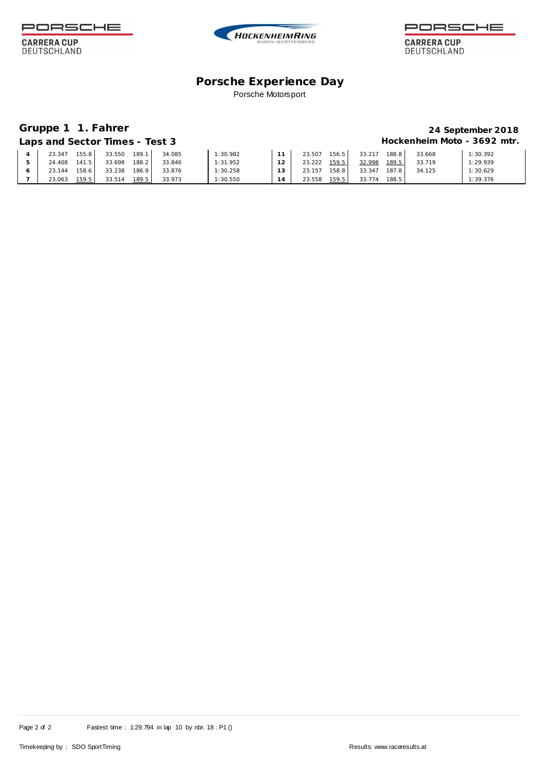## Porsche Experience Day

Porsche Motorsport

### Gruppe 1 1. Fahrer

### Laps and Sector Times - Test 3

**24 September 2018**

**Hockenheim Moto - 3692 mtr.**

| | | | | | | | | | | | | | | |
|---|---|---|---|---|---|---|---|---|---|---|---|---|---|---|
| **4** | 23.347 | 155.8 | 33.550 | 189.1 | 34.085 | 1:30.982 | **11** | 23.507 | 156.5 | 33.217 | 188.8 | 33.668 | 1:30.392 |
| **5** | 24.408 | 141.5 | 33.698 | 188.2 | 33.846 | 1:31.952 | **12** | 23.222 | 159.5 | 32.998 | 189.5 | 33.719 | 1:29.939 |
| **6** | 23.144 | 158.6 | 33.238 | 186.9 | 33.876 | 1:30.258 | **13** | 23.157 | 158.8 | 33.347 | 187.8 | 34.125 | 1:30.629 |
| **7** | 23.063 | 159.5 | 33.514 | 189.5 | 33.973 | 1:30.550 | **14** | 23.558 | 159.5 | 33.774 | 188.5 | | 1:39.376 |

Fastest time : 1:29.794 in lap 10 by nbr. 18 : P1 ()

Timekeeping by : SDO SportTiming

Results: www.raceresults.at